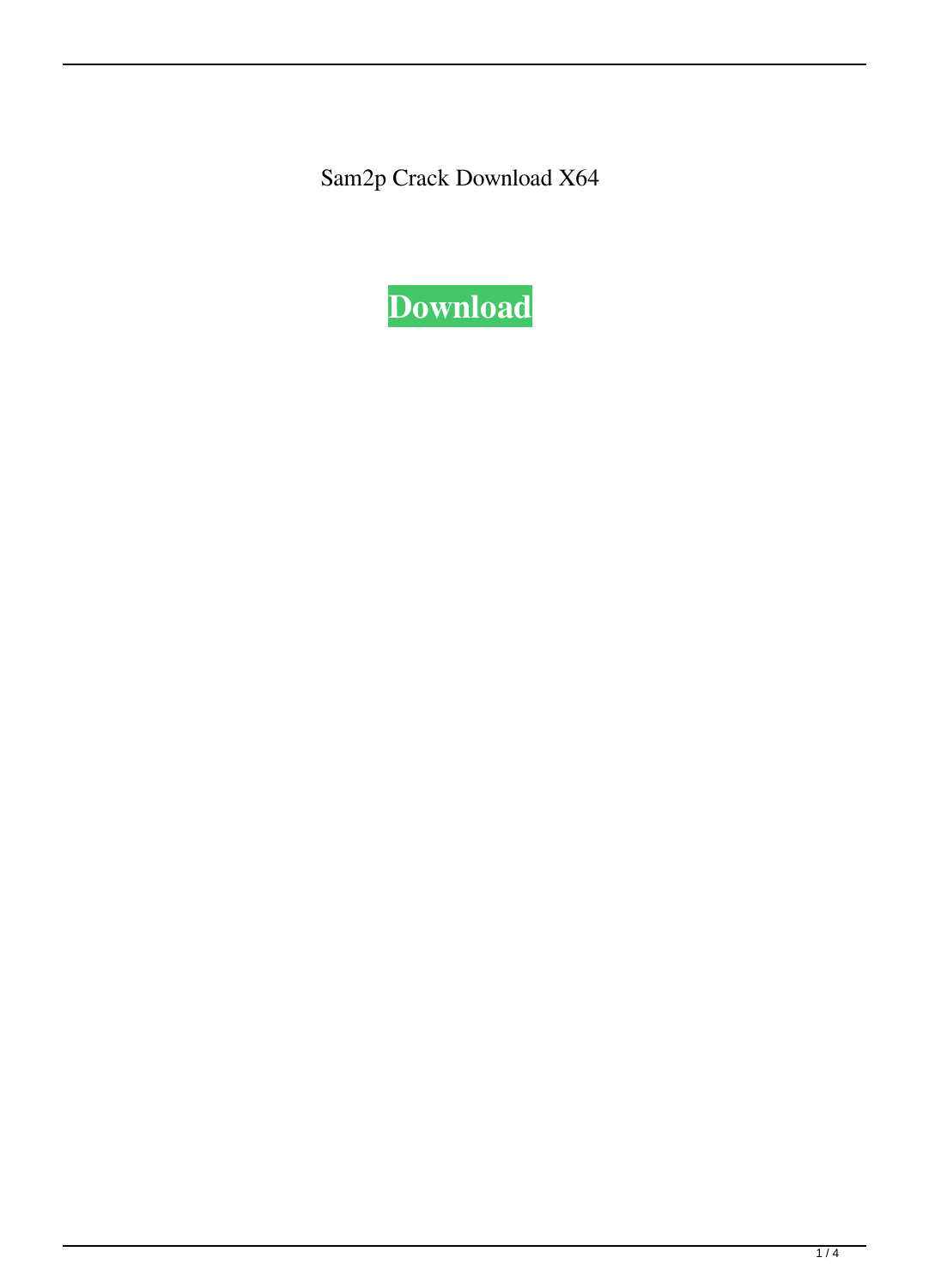Sam2p Crack Download X64

**Download**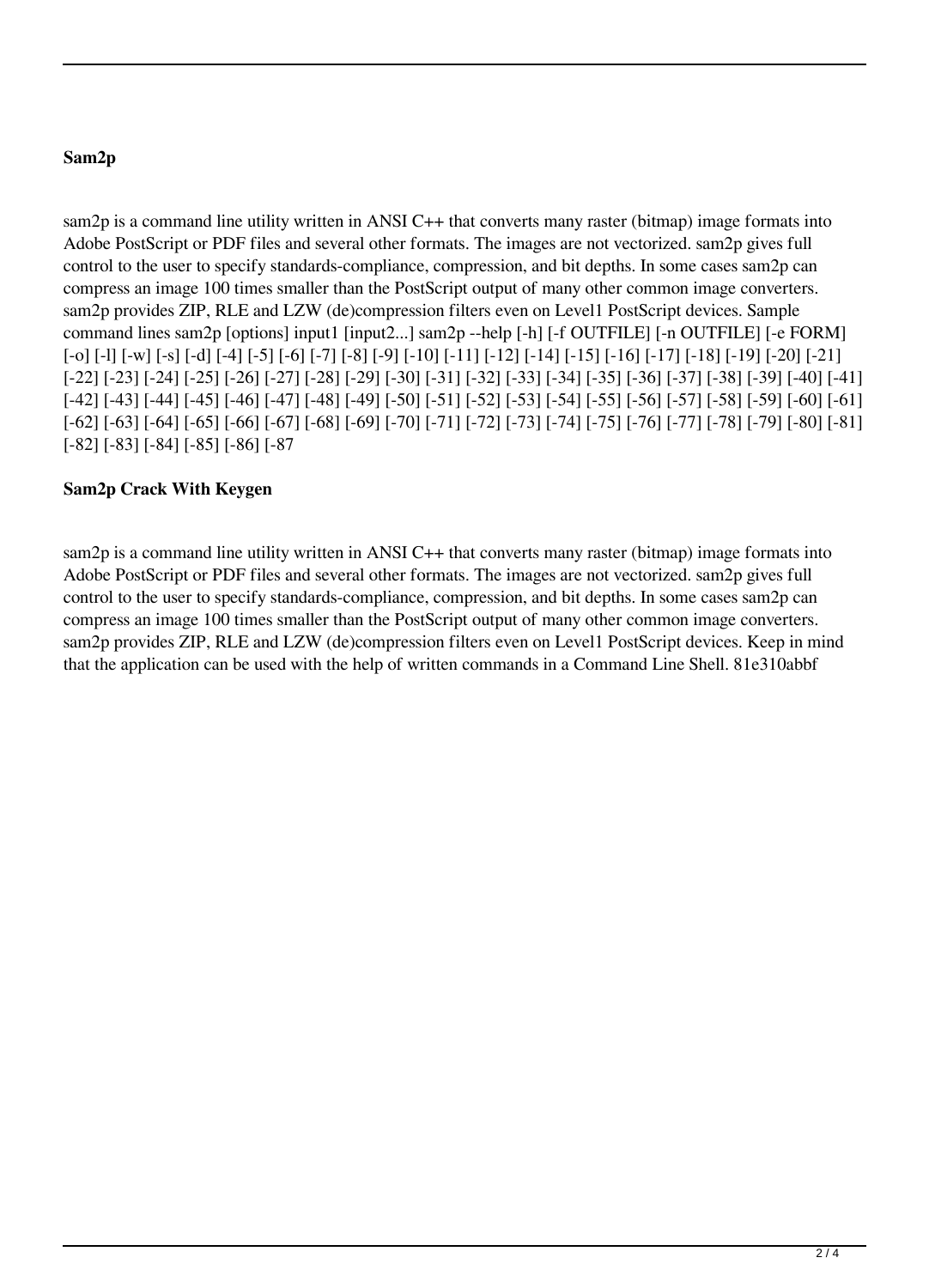### Sam2p

sam2p is a command line utility written in ANSI C++ that converts many raster (bitmap) image formats into Adobe PostScript or PDF files and several other formats. The images are not vectorized. sam2p gives full control to the user to specify standards-compliance, compression, and bit depths. In some cases sam2p can compress an image 100 times smaller than the PostScript output of many other common image converters. sam2p provides ZIP, RLE and LZW (de)compression filters even on Level1 PostScript devices. Sample command lines sam2p [options] input1 [input2...] sam2p --help [-h] [-f OUTFILE] [-n OUTFILE] [-e FORM] [-o] [-l] [-w] [-s] [-d] [-4] [-5] [-6] [-7] [-8] [-9] [-10] [-11] [-12] [-14] [-15] [-16] [-17] [-18] [-19] [-20] [-21] [-22] [-23] [-24] [-25] [-26] [-27] [-28] [-29] [-30] [-31] [-32] [-33] [-34] [-35] [-36] [-37] [-38] [-39] [-40] [-41] [-42] [-43] [-44] [-45] [-46] [-47] [-48] [-49] [-50] [-51] [-52] [-53] [-54] [-55] [-56] [-57] [-58] [-59] [-60] [-61] [-62] [-63] [-64] [-65] [-66] [-67] [-68] [-69] [-70] [-71] [-72] [-73] [-74] [-75] [-76] [-77] [-78] [-79] [-80] [-81] [-82] [-83] [-84] [-85] [-86] [-87

### Sam2p Crack With Keygen

sam2p is a command line utility written in ANSI C++ that converts many raster (bitmap) image formats into Adobe PostScript or PDF files and several other formats. The images are not vectorized. sam2p gives full control to the user to specify standards-compliance, compression, and bit depths. In some cases sam2p can compress an image 100 times smaller than the PostScript output of many other common image converters. sam2p provides ZIP, RLE and LZW (de)compression filters even on Level1 PostScript devices. Keep in mind that the application can be used with the help of written commands in a Command Line Shell. 81e310abbf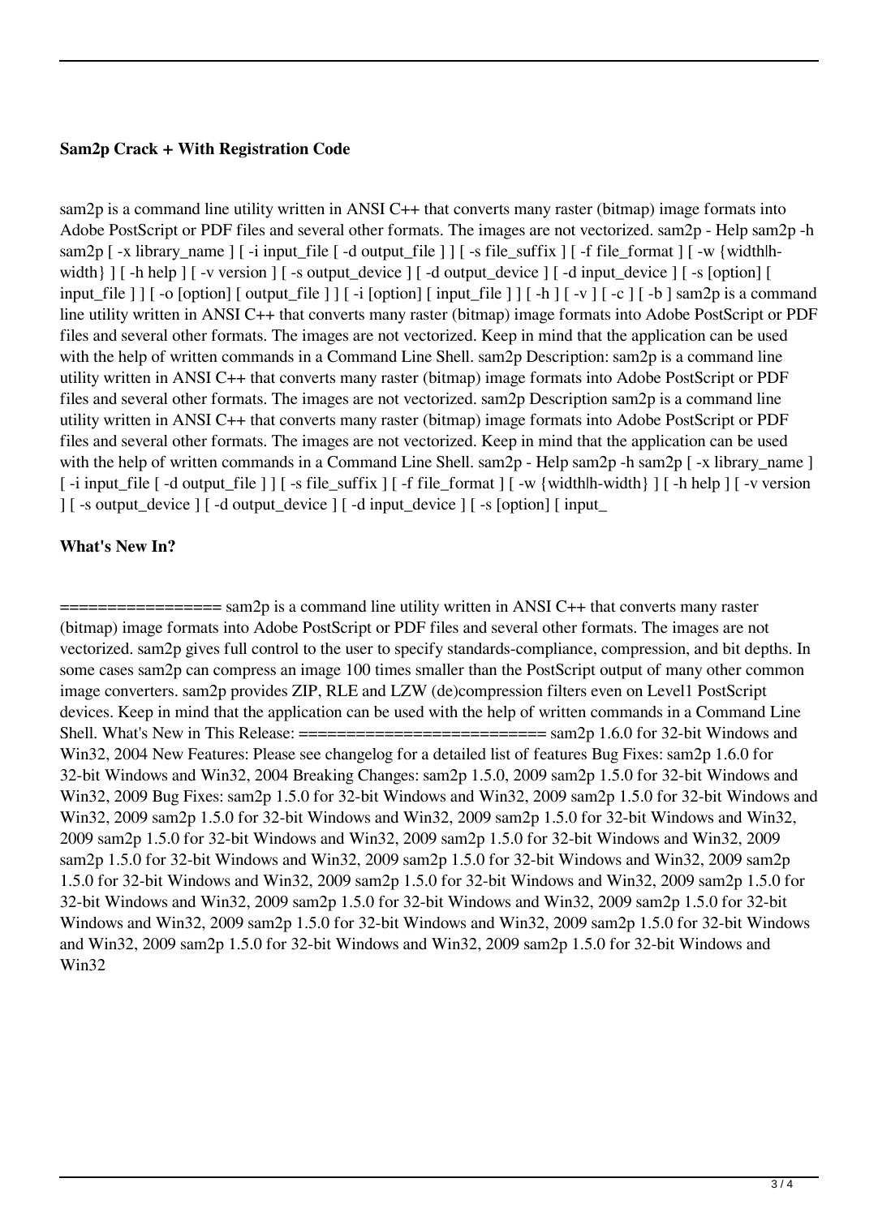### Sam2p Crack + With Registration Code

sam2p is a command line utility written in ANSI C++ that converts many raster (bitmap) image formats into Adobe PostScript or PDF files and several other formats. The images are not vectorized. sam2p - Help sam2p -h sam2p [ -x library_name ] [ -i input_file [ -d output_file ] ] [ -s file_suffix ] [ -f file_format ] [ -w {width|h-width} ] [ -h help ] [ -v version ] [ -s output_device ] [ -d output_device ] [ -d input_device ] [ -s [option] [ input_file ] ] [ -o [option] [ output_file ] ] [ -i [option] [ input_file ] ] [ -h ] [ -v ] [ -c ] [ -b ] sam2p is a command line utility written in ANSI C++ that converts many raster (bitmap) image formats into Adobe PostScript or PDF files and several other formats. The images are not vectorized. Keep in mind that the application can be used with the help of written commands in a Command Line Shell. sam2p Description: sam2p is a command line utility written in ANSI C++ that converts many raster (bitmap) image formats into Adobe PostScript or PDF files and several other formats. The images are not vectorized. sam2p Description sam2p is a command line utility written in ANSI C++ that converts many raster (bitmap) image formats into Adobe PostScript or PDF files and several other formats. The images are not vectorized. Keep in mind that the application can be used with the help of written commands in a Command Line Shell. sam2p - Help sam2p -h sam2p [ -x library_name ] [ -i input_file [ -d output_file ] ] [ -s file_suffix ] [ -f file_format ] [ -w {width|h-width} ] [ -h help ] [ -v version ] [ -s output_device ] [ -d output_device ] [ -d input_device ] [ -s [option] [ input_

### What's New In?

================= sam2p is a command line utility written in ANSI C++ that converts many raster (bitmap) image formats into Adobe PostScript or PDF files and several other formats. The images are not vectorized. sam2p gives full control to the user to specify standards-compliance, compression, and bit depths. In some cases sam2p can compress an image 100 times smaller than the PostScript output of many other common image converters. sam2p provides ZIP, RLE and LZW (de)compression filters even on Level1 PostScript devices. Keep in mind that the application can be used with the help of written commands in a Command Line Shell. What's New in This Release: ========================== sam2p 1.6.0 for 32-bit Windows and Win32, 2004 New Features: Please see changelog for a detailed list of features Bug Fixes: sam2p 1.6.0 for 32-bit Windows and Win32, 2004 Breaking Changes: sam2p 1.5.0, 2009 sam2p 1.5.0 for 32-bit Windows and Win32, 2009 Bug Fixes: sam2p 1.5.0 for 32-bit Windows and Win32, 2009 sam2p 1.5.0 for 32-bit Windows and Win32, 2009 sam2p 1.5.0 for 32-bit Windows and Win32, 2009 sam2p 1.5.0 for 32-bit Windows and Win32, 2009 sam2p 1.5.0 for 32-bit Windows and Win32, 2009 sam2p 1.5.0 for 32-bit Windows and Win32, 2009 sam2p 1.5.0 for 32-bit Windows and Win32, 2009 sam2p 1.5.0 for 32-bit Windows and Win32, 2009 sam2p 1.5.0 for 32-bit Windows and Win32, 2009 sam2p 1.5.0 for 32-bit Windows and Win32, 2009 sam2p 1.5.0 for 32-bit Windows and Win32, 2009 sam2p 1.5.0 for 32-bit Windows and Win32, 2009 sam2p 1.5.0 for 32-bit Windows and Win32, 2009 sam2p 1.5.0 for 32-bit Windows and Win32, 2009 sam2p 1.5.0 for 32-bit Windows and Win32, 2009 sam2p 1.5.0 for 32-bit Windows and Win32, 2009 sam2p 1.5.0 for 32-bit Windows and Win32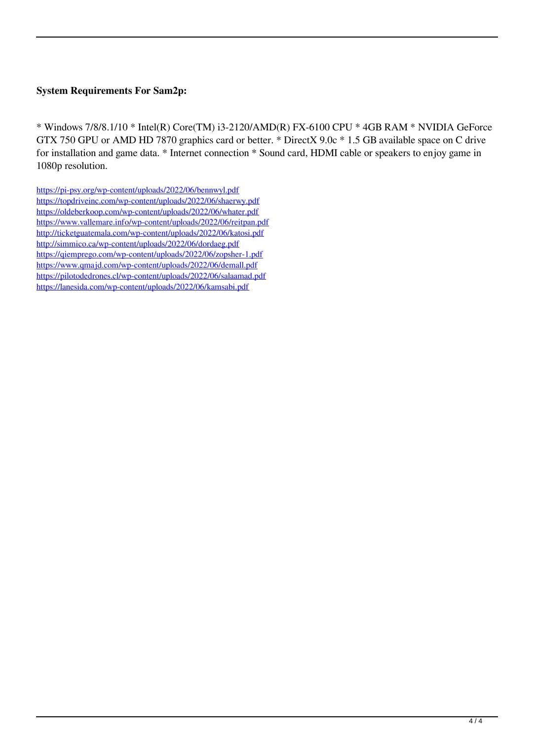**System Requirements For Sam2p:**

* Windows 7/8/8.1/10 * Intel(R) Core(TM) i3-2120/AMD(R) FX-6100 CPU * 4GB RAM * NVIDIA GeForce GTX 750 GPU or AMD HD 7870 graphics card or better. * DirectX 9.0c * 1.5 GB available space on C drive for installation and game data. * Internet connection * Sound card, HDMI cable or speakers to enjoy game in 1080p resolution.

https://pi-psy.org/wp-content/uploads/2022/06/bennwyl.pdf
https://topdriveinc.com/wp-content/uploads/2022/06/shaerwy.pdf
https://oldeberkoop.com/wp-content/uploads/2022/06/whater.pdf
https://www.vallemare.info/wp-content/uploads/2022/06/reitpan.pdf
http://ticketguatemala.com/wp-content/uploads/2022/06/katosi.pdf
http://simmico.ca/wp-content/uploads/2022/06/dordaeg.pdf
https://qiemprego.com/wp-content/uploads/2022/06/zopsher-1.pdf
https://www.qmajd.com/wp-content/uploads/2022/06/demall.pdf
https://pilotodedrones.cl/wp-content/uploads/2022/06/salaamad.pdf
https://lanesida.com/wp-content/uploads/2022/06/kamsabi.pdf